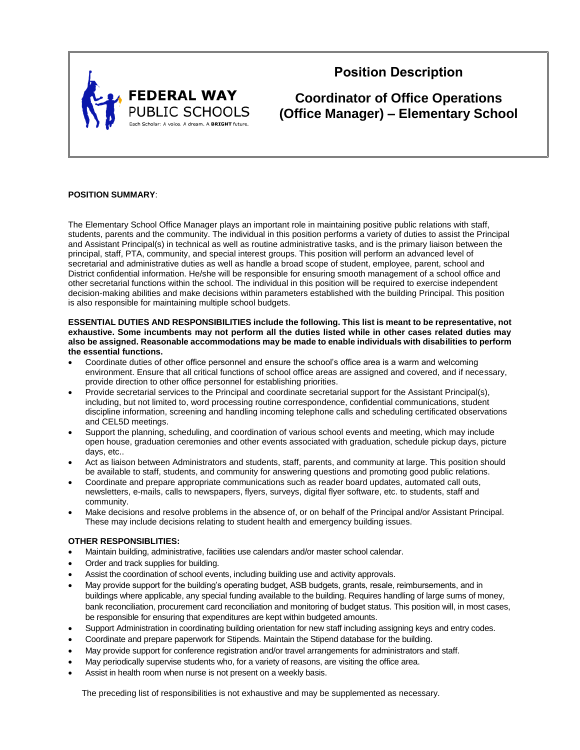FEDERAL WAY PUBLIC SCHOOLS

Each Scholar: A voice. A dream. A **BRIGHT** future.

# Position Description

## Coordinator of Office Operations (Office Manager) – Elementary School

**POSITION SUMMARY**:

The Elementary School Office Manager plays an important role in maintaining positive public relations with staff, students, parents and the community. The individual in this position performs a variety of duties to assist the Principal and Assistant Principal(s) in technical as well as routine administrative tasks, and is the primary liaison between the principal, staff, PTA, community, and special interest groups. This position will perform an advanced level of secretarial and administrative duties as well as handle a broad scope of student, employee, parent, school and District confidential information. He/she will be responsible for ensuring smooth management of a school office and other secretarial functions within the school. The individual in this position will be required to exercise independent decision-making abilities and make decisions within parameters established with the building Principal. This position is also responsible for maintaining multiple school budgets.

**ESSENTIAL DUTIES AND RESPONSIBILITIES include the following. This list is meant to be representative, not exhaustive. Some incumbents may not perform all the duties listed while in other cases related duties may also be assigned. Reasonable accommodations may be made to enable individuals with disabilities to perform the essential functions.**

- Coordinate duties of other office personnel and ensure the school's office area is a warm and welcoming environment. Ensure that all critical functions of school office areas are assigned and covered, and if necessary, provide direction to other office personnel for establishing priorities.
- Provide secretarial services to the Principal and coordinate secretarial support for the Assistant Principal(s), including, but not limited to, word processing routine correspondence, confidential communications, student discipline information, screening and handling incoming telephone calls and scheduling certificated observations and CEL5D meetings.
- Support the planning, scheduling, and coordination of various school events and meeting, which may include open house, graduation ceremonies and other events associated with graduation, schedule pickup days, picture days, etc..
- Act as liaison between Administrators and students, staff, parents, and community at large. This position should be available to staff, students, and community for answering questions and promoting good public relations.
- Coordinate and prepare appropriate communications such as reader board updates, automated call outs, newsletters, e-mails, calls to newspapers, flyers, surveys, digital flyer software, etc. to students, staff and community.
- Make decisions and resolve problems in the absence of, or on behalf of the Principal and/or Assistant Principal. These may include decisions relating to student health and emergency building issues.

**OTHER RESPONSIBLITIES:**

- Maintain building, administrative, facilities use calendars and/or master school calendar.
- Order and track supplies for building.
- Assist the coordination of school events, including building use and activity approvals.
- May provide support for the building's operating budget, ASB budgets, grants, resale, reimbursements, and in buildings where applicable, any special funding available to the building. Requires handling of large sums of money, bank reconciliation, procurement card reconciliation and monitoring of budget status. This position will, in most cases, be responsible for ensuring that expenditures are kept within budgeted amounts.
- Support Administration in coordinating building orientation for new staff including assigning keys and entry codes.
- Coordinate and prepare paperwork for Stipends. Maintain the Stipend database for the building.
- May provide support for conference registration and/or travel arrangements for administrators and staff.
- May periodically supervise students who, for a variety of reasons, are visiting the office area.
- Assist in health room when nurse is not present on a weekly basis.

The preceding list of responsibilities is not exhaustive and may be supplemented as necessary.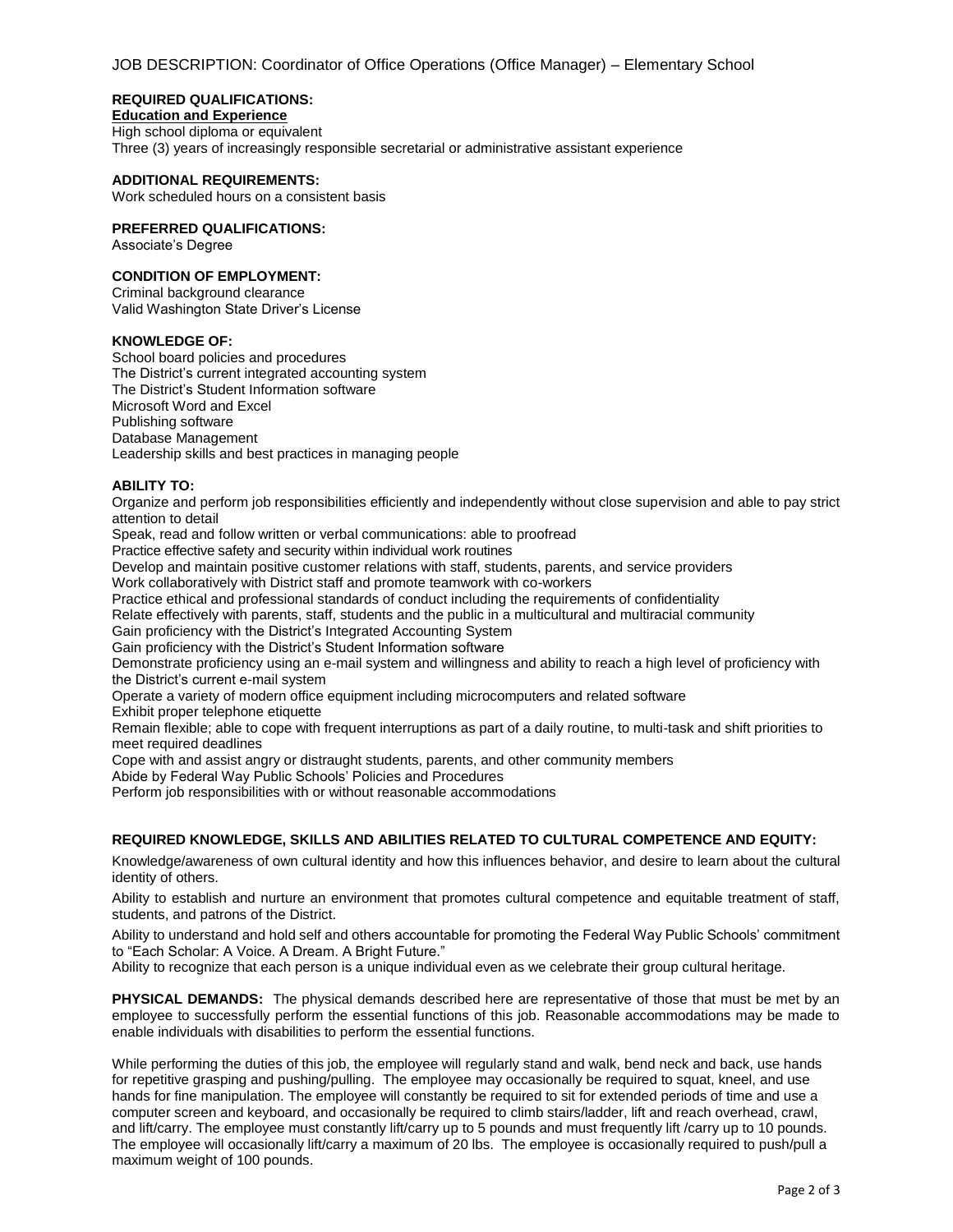JOB DESCRIPTION: Coordinator of Office Operations (Office Manager) – Elementary School

**REQUIRED QUALIFICATIONS:**

**Education and Experience**

High school diploma or equivalent
Three (3) years of increasingly responsible secretarial or administrative assistant experience

**ADDITIONAL REQUIREMENTS:**

Work scheduled hours on a consistent basis

**PREFERRED QUALIFICATIONS:**

Associate's Degree

**CONDITION OF EMPLOYMENT:**

Criminal background clearance
Valid Washington State Driver's License

**KNOWLEDGE OF:**

School board policies and procedures
The District's current integrated accounting system
The District's Student Information software
Microsoft Word and Excel
Publishing software
Database Management
Leadership skills and best practices in managing people

**ABILITY TO:**

Organize and perform job responsibilities efficiently and independently without close supervision and able to pay strict attention to detail
Speak, read and follow written or verbal communications: able to proofread
Practice effective safety and security within individual work routines
Develop and maintain positive customer relations with staff, students, parents, and service providers
Work collaboratively with District staff and promote teamwork with co-workers
Practice ethical and professional standards of conduct including the requirements of confidentiality
Relate effectively with parents, staff, students and the public in a multicultural and multiracial community
Gain proficiency with the District's Integrated Accounting System
Gain proficiency with the District's Student Information software
Demonstrate proficiency using an e-mail system and willingness and ability to reach a high level of proficiency with the District's current e-mail system
Operate a variety of modern office equipment including microcomputers and related software
Exhibit proper telephone etiquette
Remain flexible; able to cope with frequent interruptions as part of a daily routine, to multi-task and shift priorities to meet required deadlines
Cope with and assist angry or distraught students, parents, and other community members
Abide by Federal Way Public Schools' Policies and Procedures
Perform job responsibilities with or without reasonable accommodations

**REQUIRED KNOWLEDGE, SKILLS AND ABILITIES RELATED TO CULTURAL COMPETENCE AND EQUITY:**

Knowledge/awareness of own cultural identity and how this influences behavior, and desire to learn about the cultural identity of others.

Ability to establish and nurture an environment that promotes cultural competence and equitable treatment of staff, students, and patrons of the District.

Ability to understand and hold self and others accountable for promoting the Federal Way Public Schools' commitment to "Each Scholar: A Voice. A Dream. A Bright Future."

Ability to recognize that each person is a unique individual even as we celebrate their group cultural heritage.

**PHYSICAL DEMANDS:** The physical demands described here are representative of those that must be met by an employee to successfully perform the essential functions of this job. Reasonable accommodations may be made to enable individuals with disabilities to perform the essential functions.

While performing the duties of this job, the employee will regularly stand and walk, bend neck and back, use hands for repetitive grasping and pushing/pulling. The employee may occasionally be required to squat, kneel, and use hands for fine manipulation. The employee will constantly be required to sit for extended periods of time and use a computer screen and keyboard, and occasionally be required to climb stairs/ladder, lift and reach overhead, crawl, and lift/carry. The employee must constantly lift/carry up to 5 pounds and must frequently lift /carry up to 10 pounds. The employee will occasionally lift/carry a maximum of 20 lbs. The employee is occasionally required to push/pull a maximum weight of 100 pounds.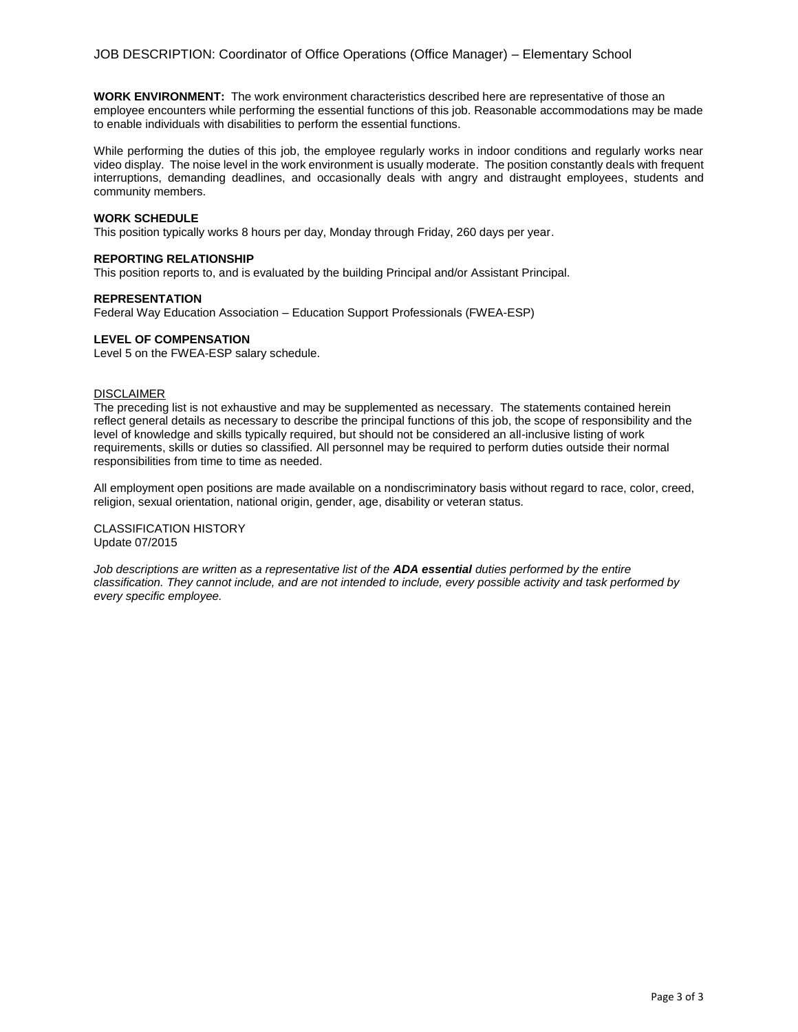**WORK ENVIRONMENT:** The work environment characteristics described here are representative of those an employee encounters while performing the essential functions of this job. Reasonable accommodations may be made to enable individuals with disabilities to perform the essential functions.

While performing the duties of this job, the employee regularly works in indoor conditions and regularly works near video display. The noise level in the work environment is usually moderate. The position constantly deals with frequent interruptions, demanding deadlines, and occasionally deals with angry and distraught employees, students and community members.

**WORK SCHEDULE**

This position typically works 8 hours per day, Monday through Friday, 260 days per year.

**REPORTING RELATIONSHIP**

This position reports to, and is evaluated by the building Principal and/or Assistant Principal.

**REPRESENTATION**

Federal Way Education Association – Education Support Professionals (FWEA-ESP)

**LEVEL OF COMPENSATION**

Level 5 on the FWEA-ESP salary schedule.

DISCLAIMER

The preceding list is not exhaustive and may be supplemented as necessary. The statements contained herein reflect general details as necessary to describe the principal functions of this job, the scope of responsibility and the level of knowledge and skills typically required, but should not be considered an all-inclusive listing of work requirements, skills or duties so classified. All personnel may be required to perform duties outside their normal responsibilities from time to time as needed.

All employment open positions are made available on a nondiscriminatory basis without regard to race, color, creed, religion, sexual orientation, national origin, gender, age, disability or veteran status.

CLASSIFICATION HISTORY
Update 07/2015

*Job descriptions are written as a representative list of the **ADA essential** duties performed by the entire classification. They cannot include, and are not intended to include, every possible activity and task performed by every specific employee.*